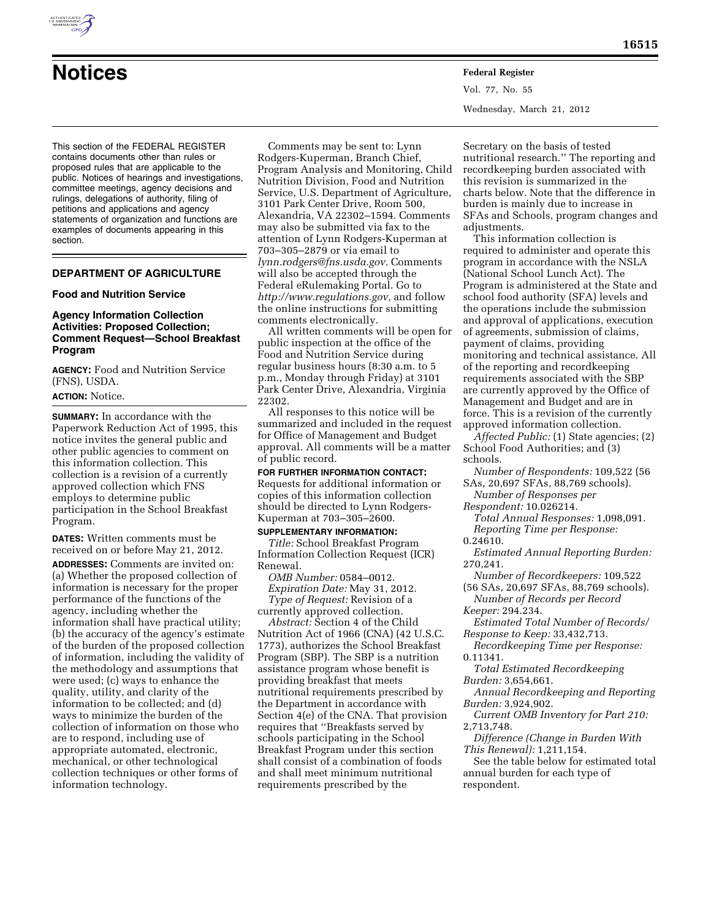# Notices

**Federal Register**

Wednesday, March 21, 2012

This section of the FEDERAL REGISTER contains documents other than rules or proposed rules that are applicable to the public. Notices of hearings and investigations, committee meetings, agency decisions and rulings, delegations of authority, filing of petitions and applications and agency statements of organization and functions are examples of documents appearing in this section.

## DEPARTMENT OF AGRICULTURE

### Food and Nutrition Service

### Agency Information Collection Activities: Proposed Collection; Comment Request—School Breakfast Program

**AGENCY:** Food and Nutrition Service (FNS), USDA.

**ACTION:** Notice.

**SUMMARY:** In accordance with the Paperwork Reduction Act of 1995, this notice invites the general public and other public agencies to comment on this information collection. This collection is a revision of a currently approved collection which FNS employs to determine public participation in the School Breakfast Program.

**DATES:** Written comments must be received on or before May 21, 2012.

**ADDRESSES:** Comments are invited on: (a) Whether the proposed collection of information is necessary for the proper performance of the functions of the agency, including whether the information shall have practical utility; (b) the accuracy of the agency's estimate of the burden of the proposed collection of information, including the validity of the methodology and assumptions that were used; (c) ways to enhance the quality, utility, and clarity of the information to be collected; and (d) ways to minimize the burden of the collection of information on those who are to respond, including use of appropriate automated, electronic, mechanical, or other technological collection techniques or other forms of information technology.

Comments may be sent to: Lynn Rodgers-Kuperman, Branch Chief, Program Analysis and Monitoring, Child Nutrition Division, Food and Nutrition Service, U.S. Department of Agriculture, 3101 Park Center Drive, Room 500, Alexandria, VA 22302–1594. Comments may also be submitted via fax to the attention of Lynn Rodgers-Kuperman at 703–305–2879 or via email to *lynn.rodgers@fns.usda.gov.* Comments will also be accepted through the Federal eRulemaking Portal. Go to *http://www.regulations.gov,* and follow the online instructions for submitting comments electronically.

All written comments will be open for public inspection at the office of the Food and Nutrition Service during regular business hours (8:30 a.m. to 5 p.m., Monday through Friday) at 3101 Park Center Drive, Alexandria, Virginia 22302.

All responses to this notice will be summarized and included in the request for Office of Management and Budget approval. All comments will be a matter of public record.

**FOR FURTHER INFORMATION CONTACT:** Requests for additional information or copies of this information collection should be directed to Lynn Rodgers-Kuperman at 703–305–2600.

**SUPPLEMENTARY INFORMATION:**

*Title:* School Breakfast Program Information Collection Request (ICR) Renewal.

*OMB Number:* 0584–0012.

*Expiration Date:* May 31, 2012.

*Type of Request:* Revision of a currently approved collection.

*Abstract:* Section 4 of the Child Nutrition Act of 1966 (CNA) (42 U.S.C. 1773), authorizes the School Breakfast Program (SBP). The SBP is a nutrition assistance program whose benefit is providing breakfast that meets nutritional requirements prescribed by the Department in accordance with Section 4(e) of the CNA. That provision requires that "Breakfasts served by schools participating in the School Breakfast Program under this section shall consist of a combination of foods and shall meet minimum nutritional requirements prescribed by the Secretary on the basis of tested nutritional research." The reporting and recordkeeping burden associated with this revision is summarized in the charts below. Note that the difference in burden is mainly due to increase in SFAs and Schools, program changes and adjustments.

This information collection is required to administer and operate this program in accordance with the NSLA (National School Lunch Act). The Program is administered at the State and school food authority (SFA) levels and the operations include the submission and approval of applications, execution of agreements, submission of claims, payment of claims, providing monitoring and technical assistance. All of the reporting and recordkeeping requirements associated with the SBP are currently approved by the Office of Management and Budget and are in force. This is a revision of the currently approved information collection.

*Affected Public:* (1) State agencies; (2) School Food Authorities; and (3) schools.

*Number of Respondents:* 109,522 (56 SAs, 20,697 SFAs, 88,769 schools).

*Number of Responses per Respondent:* 10.026214.

*Total Annual Responses:* 1,098,091.

*Reporting Time per Response:* 0.24610.

*Estimated Annual Reporting Burden:* 270,241.

*Number of Recordkeepers:* 109,522 (56 SAs, 20,697 SFAs, 88,769 schools).

*Number of Records per Record Keeper:* 294.234.

*Estimated Total Number of Records/Response to Keep:* 33,432,713.

*Recordkeeping Time per Response:* 0.11341.

*Total Estimated Recordkeeping Burden:* 3,654,661.

*Annual Recordkeeping and Reporting Burden:* 3,924,902.

*Current OMB Inventory for Part 210:* 2,713,748.

*Difference (Change in Burden With This Renewal):* 1,211,154.

See the table below for estimated total annual burden for each type of respondent.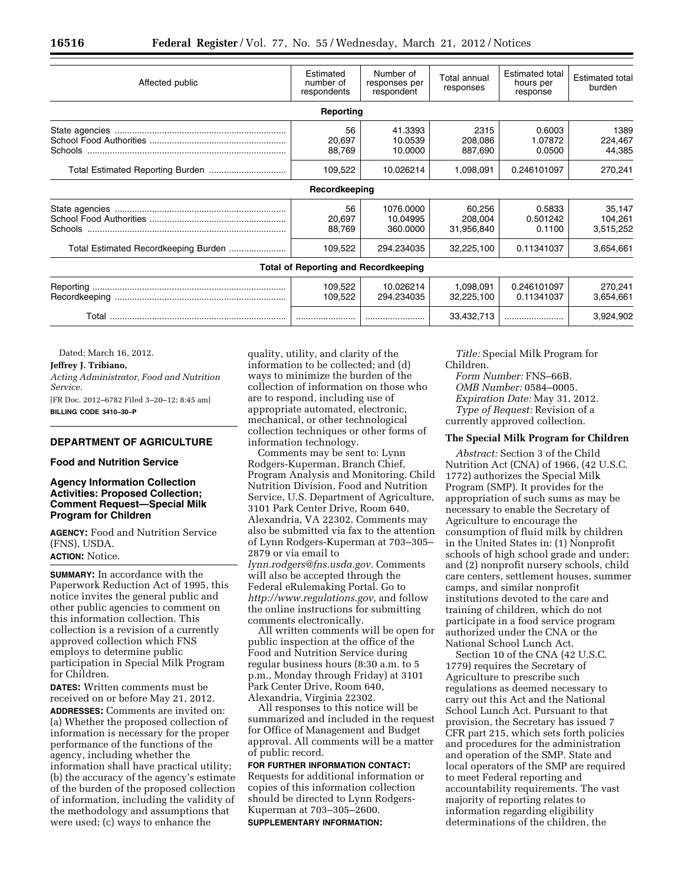| Affected public | Estimated number of respondents | Number of responses per respondent | Total annual responses | Estimated total hours per response | Estimated total burden |
|---|---|---|---|---|---|
| **Reporting** | | | | | |
| State agencies | 56 | 41.3393 | 2315 | 0.6003 | 1389 |
| School Food Authorities | 20,697 | 10.0539 | 208,086 | 1.07872 | 224,467 |
| Schools | 88,769 | 10.0000 | 887,690 | 0.0500 | 44,385 |
| Total Estimated Reporting Burden | 109,522 | 10.026214 | 1,098,091 | 0.246101097 | 270,241 |
| **Recordkeeping** | | | | | |
| State agencies | 56 | 1076.0000 | 60,256 | 0.5833 | 35,147 |
| School Food Authorities | 20,697 | 10.04995 | 208,004 | 0.501242 | 104,261 |
| Schools | 88,769 | 360.0000 | 31,956,840 | 0.1100 | 3,515,252 |
| Total Estimated Recordkeeping Burden | 109,522 | 294.234035 | 32,225,100 | 0.11341037 | 3,654,661 |
| **Total of Reporting and Recordkeeping** | | | | | |
| Reporting | 109,522 | 10.026214 | 1,098,091 | 0.246101097 | 270,241 |
| Recordkeeping | 109,522 | 294.234035 | 32,225,100 | 0.11341037 | 3,654,661 |
| Total | | | 33,432,713 | | 3,924,902 |

Dated: March 16, 2012.

**Jeffrey J. Tribiano,**

*Acting Administrator, Food and Nutrition Service.*

[FR Doc. 2012–6782 Filed 3–20–12; 8:45 am]

**BILLING CODE 3410–30–P**

## DEPARTMENT OF AGRICULTURE

### Food and Nutrition Service

### Agency Information Collection Activities: Proposed Collection; Comment Request—Special Milk Program for Children

**AGENCY:** Food and Nutrition Service (FNS), USDA.

**ACTION:** Notice.

**SUMMARY:** In accordance with the Paperwork Reduction Act of 1995, this notice invites the general public and other public agencies to comment on this information collection. This collection is a revision of a currently approved collection which FNS employs to determine public participation in Special Milk Program for Children.

**DATES:** Written comments must be received on or before May 21, 2012.

**ADDRESSES:** Comments are invited on: (a) Whether the proposed collection of information is necessary for the proper performance of the functions of the agency, including whether the information shall have practical utility; (b) the accuracy of the agency's estimate of the burden of the proposed collection of information, including the validity of the methodology and assumptions that were used; (c) ways to enhance the quality, utility, and clarity of the information to be collected; and (d) ways to minimize the burden of the collection of information on those who are to respond, including use of appropriate automated, electronic, mechanical, or other technological collection techniques or other forms of information technology.

Comments may be sent to: Lynn Rodgers-Kuperman, Branch Chief, Program Analysis and Monitoring, Child Nutrition Division, Food and Nutrition Service, U.S. Department of Agriculture, 3101 Park Center Drive, Room 640, Alexandria, VA 22302. Comments may also be submitted via fax to the attention of Lynn Rodgers-Kuperman at 703–305–2879 or via email to *lynn.rodgers@fns.usda.gov.* Comments will also be accepted through the Federal eRulemaking Portal. Go to *http://www.regulations.gov,* and follow the online instructions for submitting comments electronically.

All written comments will be open for public inspection at the office of the Food and Nutrition Service during regular business hours (8:30 a.m. to 5 p.m., Monday through Friday) at 3101 Park Center Drive, Room 640, Alexandria, Virginia 22302.

All responses to this notice will be summarized and included in the request for Office of Management and Budget approval. All comments will be a matter of public record.

**FOR FURTHER INFORMATION CONTACT:** Requests for additional information or copies of this information collection should be directed to Lynn Rodgers-Kuperman at 703–305–2600.

**SUPPLEMENTARY INFORMATION:**

*Title:* Special Milk Program for Children.

*Form Number:* FNS–66B.

*OMB Number:* 0584–0005.

*Expiration Date:* May 31, 2012.

*Type of Request:* Revision of a currently approved collection.

### The Special Milk Program for Children

*Abstract:* Section 3 of the Child Nutrition Act (CNA) of 1966, (42 U.S.C. 1772) authorizes the Special Milk Program (SMP). It provides for the appropriation of such sums as may be necessary to enable the Secretary of Agriculture to encourage the consumption of fluid milk by children in the United States in: (1) Nonprofit schools of high school grade and under; and (2) nonprofit nursery schools, child care centers, settlement houses, summer camps, and similar nonprofit institutions devoted to the care and training of children, which do not participate in a food service program authorized under the CNA or the National School Lunch Act.

Section 10 of the CNA (42 U.S.C. 1779) requires the Secretary of Agriculture to prescribe such regulations as deemed necessary to carry out this Act and the National School Lunch Act. Pursuant to that provision, the Secretary has issued 7 CFR part 215, which sets forth policies and procedures for the administration and operation of the SMP. State and local operators of the SMP are required to meet Federal reporting and accountability requirements. The vast majority of reporting relates to information regarding eligibility determinations of the children, the